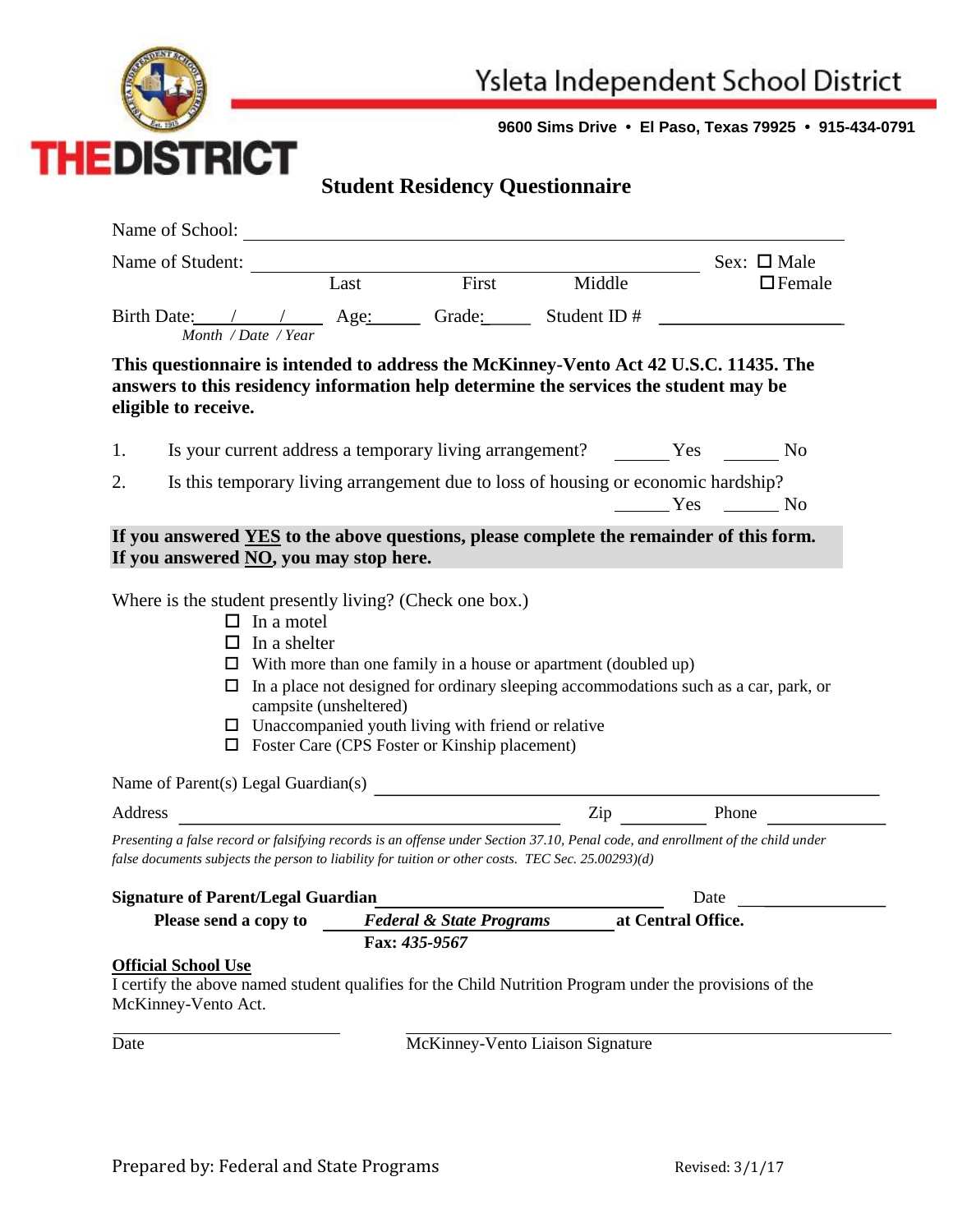Ysleta Independent School District

**9600 Sims Drive • El Paso, Texas 79925 • 915-434-0791**

**THEDISTRICT**

# Student Residency Questionnaire

Name of School: ______________________________________________

Name of Student: ______________________________________________ Sex: ☐ Male ☐ Female

Last First Middle

Birth Date: ____/____/____ Age: ______ Grade: ______ Student ID # ____________________

*Month / Date / Year*

**This questionnaire is intended to address the McKinney-Vento Act 42 U.S.C. 11435. The answers to this residency information help determine the services the student may be eligible to receive.**

1. Is your current address a temporary living arrangement? ______ Yes ______ No
2. Is this temporary living arrangement due to loss of housing or economic hardship? ______ Yes ______ No

**If you answered YES to the above questions, please complete the remainder of this form. If you answered NO, you may stop here.**

Where is the student presently living? (Check one box.)

- ☐ In a motel
- ☐ In a shelter
- ☐ With more than one family in a house or apartment (doubled up)
- ☐ In a place not designed for ordinary sleeping accommodations such as a car, park, or campsite (unsheltered)
- ☐ Unaccompanied youth living with friend or relative
- ☐ Foster Care (CPS Foster or Kinship placement)

Name of Parent(s) Legal Guardian(s) ______________________________________________

Address ______________________________________ Zip __________ Phone ______________

*Presenting a false record or falsifying records is an offense under Section 37.10, Penal code, and enrollment of the child under false documents subjects the person to liability for tuition or other costs. TEC Sec. 25.00293)(d)*

**Signature of Parent/Legal Guardian** ______________________________ Date ______________

**Please send a copy to** ***Federal & State Programs*** **at Central Office.**

**Fax:** ***435-9567***

**Official School Use**

I certify the above named student qualifies for the Child Nutrition Program under the provisions of the McKinney-Vento Act.

______________________ ______________________________________

Date McKinney-Vento Liaison Signature

Prepared by: Federal and State Programs Revised: 3/1/17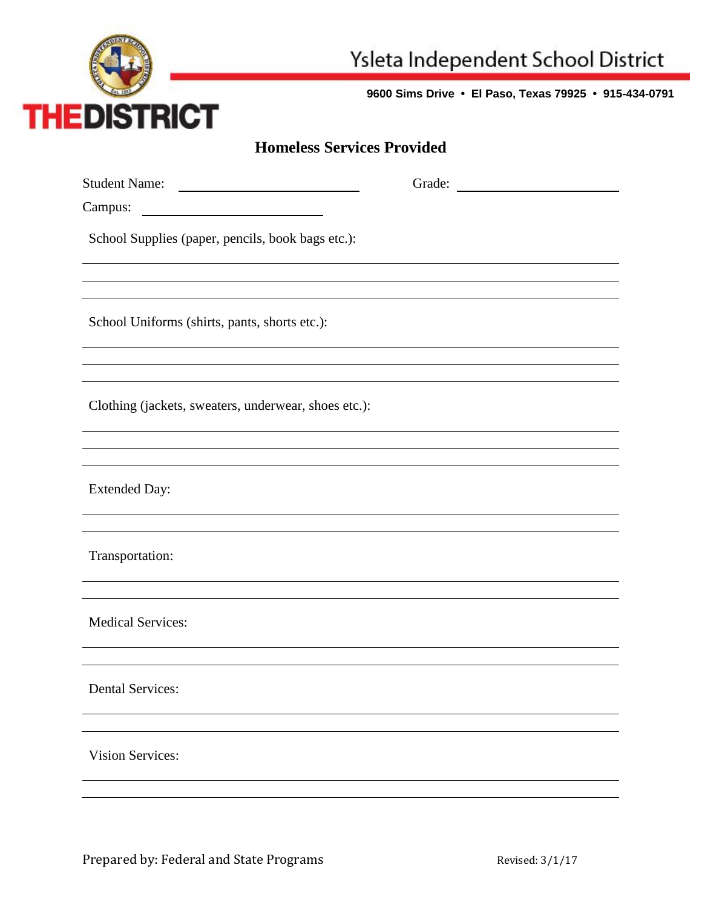Ysleta Independent School District

9600 Sims Drive • El Paso, Texas 79925 • 915-434-0791

THEDISTRICT

## Homeless Services Provided

Student Name: ______________________ Grade: ____________________

Campus: ____________________

School Supplies (paper, pencils, book bags etc.):

______________________________________________________________

______________________________________________________________

______________________________________________________________

School Uniforms (shirts, pants, shorts etc.):

______________________________________________________________

______________________________________________________________

______________________________________________________________

Clothing (jackets, sweaters, underwear, shoes etc.):

______________________________________________________________

______________________________________________________________

______________________________________________________________

Extended Day:

______________________________________________________________

______________________________________________________________

Transportation:

______________________________________________________________

______________________________________________________________

Medical Services:

______________________________________________________________

______________________________________________________________

Dental Services:

______________________________________________________________

______________________________________________________________

Vision Services:

______________________________________________________________

______________________________________________________________

Prepared by: Federal and State Programs

Revised: 3/1/17